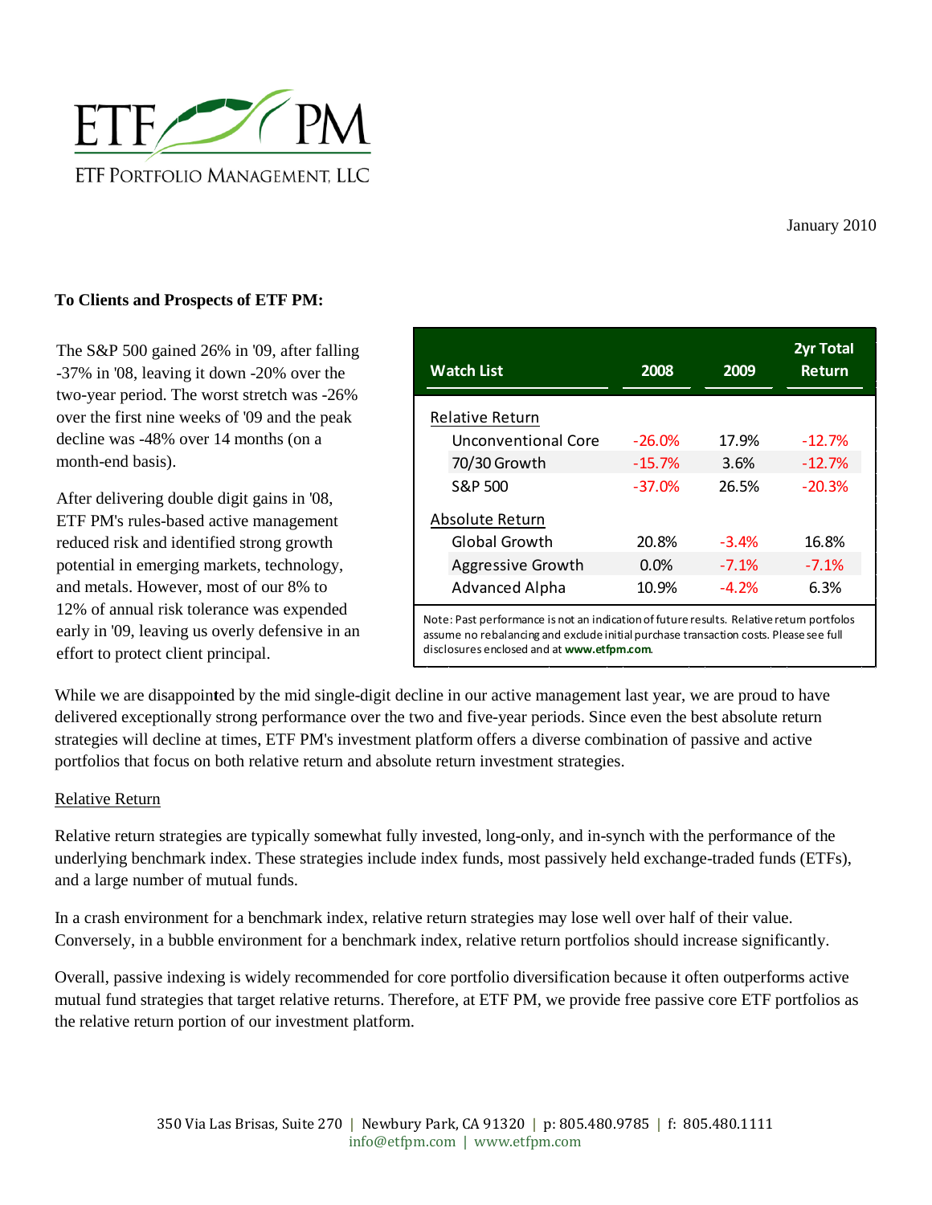ETF PM

ETF Portfolio Management, LLC

January 2010

**To Clients and Prospects of ETF PM:**

The S&P 500 gained 26% in '09, after falling -37% in '08, leaving it down -20% over the two-year period. The worst stretch was -26% over the first nine weeks of '09 and the peak decline was -48% over 14 months (on a month-end basis).

After delivering double digit gains in '08, ETF PM's rules-based active management reduced risk and identified strong growth potential in emerging markets, technology, and metals. However, most of our 8% to 12% of annual risk tolerance was expended early in '09, leaving us overly defensive in an effort to protect client principal.

| Watch List | 2008 | 2009 | 2yr Total Return |
|---|---|---|---|
| Relative Return | | | |
| Unconventional Core | -26.0% | 17.9% | -12.7% |
| 70/30 Growth | -15.7% | 3.6% | -12.7% |
| S&P 500 | -37.0% | 26.5% | -20.3% |
| Absolute Return | | | |
| Global Growth | 20.8% | -3.4% | 16.8% |
| Aggressive Growth | 0.0% | -7.1% | -7.1% |
| Advanced Alpha | 10.9% | -4.2% | 6.3% |

Note: Past performance is not an indication of future results. Relative return portfolios assume no rebalancing and exclude initial purchase transaction costs. Please see full disclosures enclosed and at **www.etfpm.com**.

While we are disappointed by the mid single-digit decline in our active management last year, we are proud to have delivered exceptionally strong performance over the two and five-year periods. Since even the best absolute return strategies will decline at times, ETF PM's investment platform offers a diverse combination of passive and active portfolios that focus on both relative return and absolute return investment strategies.

## Relative Return

Relative return strategies are typically somewhat fully invested, long-only, and in-synch with the performance of the underlying benchmark index. These strategies include index funds, most passively held exchange-traded funds (ETFs), and a large number of mutual funds.

In a crash environment for a benchmark index, relative return strategies may lose well over half of their value. Conversely, in a bubble environment for a benchmark index, relative return portfolios should increase significantly.

Overall, passive indexing is widely recommended for core portfolio diversification because it often outperforms active mutual fund strategies that target relative returns. Therefore, at ETF PM, we provide free passive core ETF portfolios as the relative return portion of our investment platform.

350 Via Las Brisas, Suite 270 | Newbury Park, CA 91320 | p: 805.480.9785 | f: 805.480.1111
info@etfpm.com | www.etfpm.com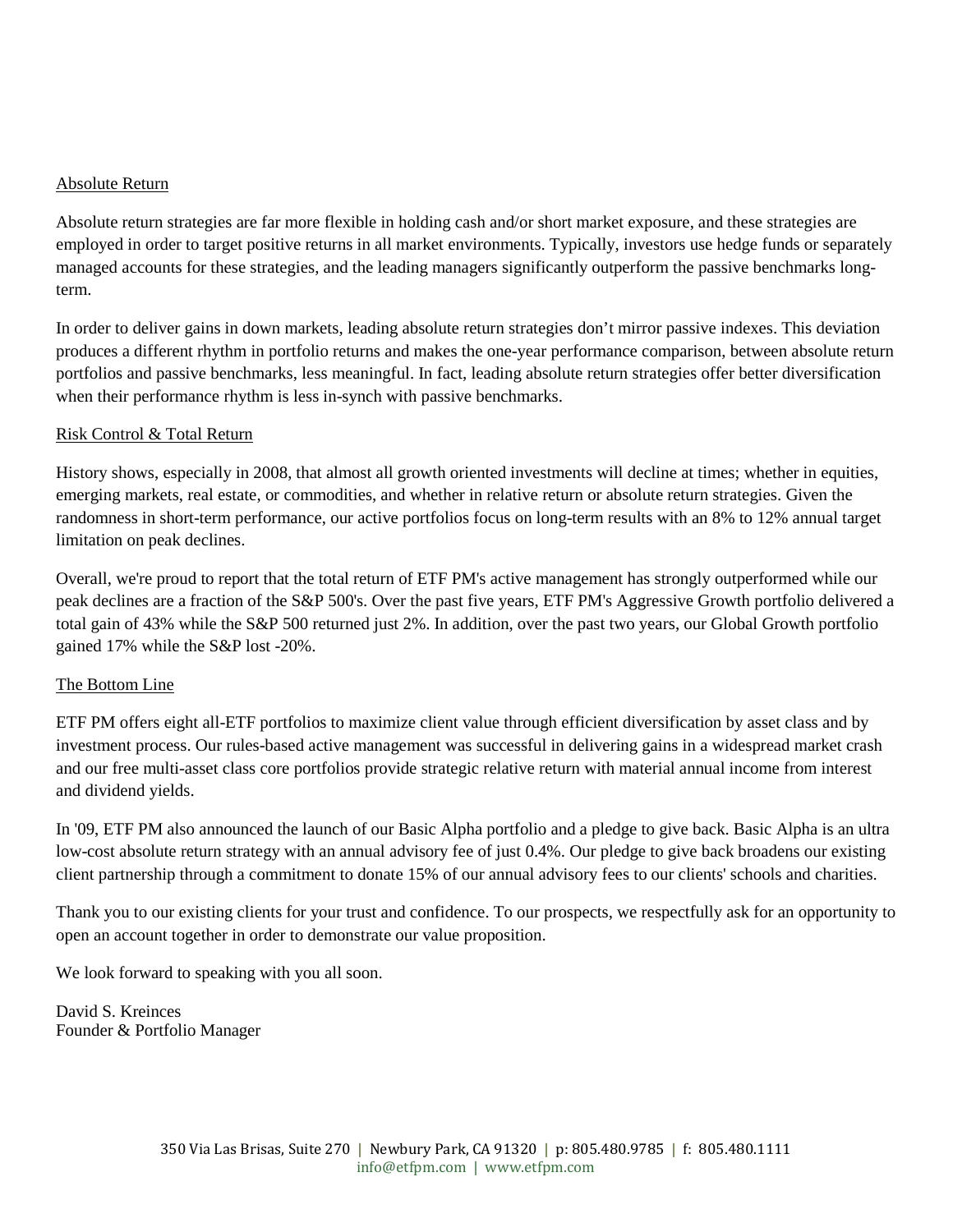<u>Absolute Return</u>

Absolute return strategies are far more flexible in holding cash and/or short market exposure, and these strategies are employed in order to target positive returns in all market environments. Typically, investors use hedge funds or separately managed accounts for these strategies, and the leading managers significantly outperform the passive benchmarks long-term.

In order to deliver gains in down markets, leading absolute return strategies don't mirror passive indexes. This deviation produces a different rhythm in portfolio returns and makes the one-year performance comparison, between absolute return portfolios and passive benchmarks, less meaningful. In fact, leading absolute return strategies offer better diversification when their performance rhythm is less in-synch with passive benchmarks.

<u>Risk Control & Total Return</u>

History shows, especially in 2008, that almost all growth oriented investments will decline at times; whether in equities, emerging markets, real estate, or commodities, and whether in relative return or absolute return strategies. Given the randomness in short-term performance, our active portfolios focus on long-term results with an 8% to 12% annual target limitation on peak declines.

Overall, we're proud to report that the total return of ETF PM's active management has strongly outperformed while our peak declines are a fraction of the S&P 500's. Over the past five years, ETF PM's Aggressive Growth portfolio delivered a total gain of 43% while the S&P 500 returned just 2%. In addition, over the past two years, our Global Growth portfolio gained 17% while the S&P lost -20%.

<u>The Bottom Line</u>

ETF PM offers eight all-ETF portfolios to maximize client value through efficient diversification by asset class and by investment process. Our rules-based active management was successful in delivering gains in a widespread market crash and our free multi-asset class core portfolios provide strategic relative return with material annual income from interest and dividend yields.

In '09, ETF PM also announced the launch of our Basic Alpha portfolio and a pledge to give back. Basic Alpha is an ultra low-cost absolute return strategy with an annual advisory fee of just 0.4%. Our pledge to give back broadens our existing client partnership through a commitment to donate 15% of our annual advisory fees to our clients' schools and charities.

Thank you to our existing clients for your trust and confidence. To our prospects, we respectfully ask for an opportunity to open an account together in order to demonstrate our value proposition.

We look forward to speaking with you all soon.

David S. Kreinces
Founder & Portfolio Manager

350 Via Las Brisas, Suite 270 | Newbury Park, CA 91320 | p: 805.480.9785 | f: 805.480.1111
info@etfpm.com | www.etfpm.com